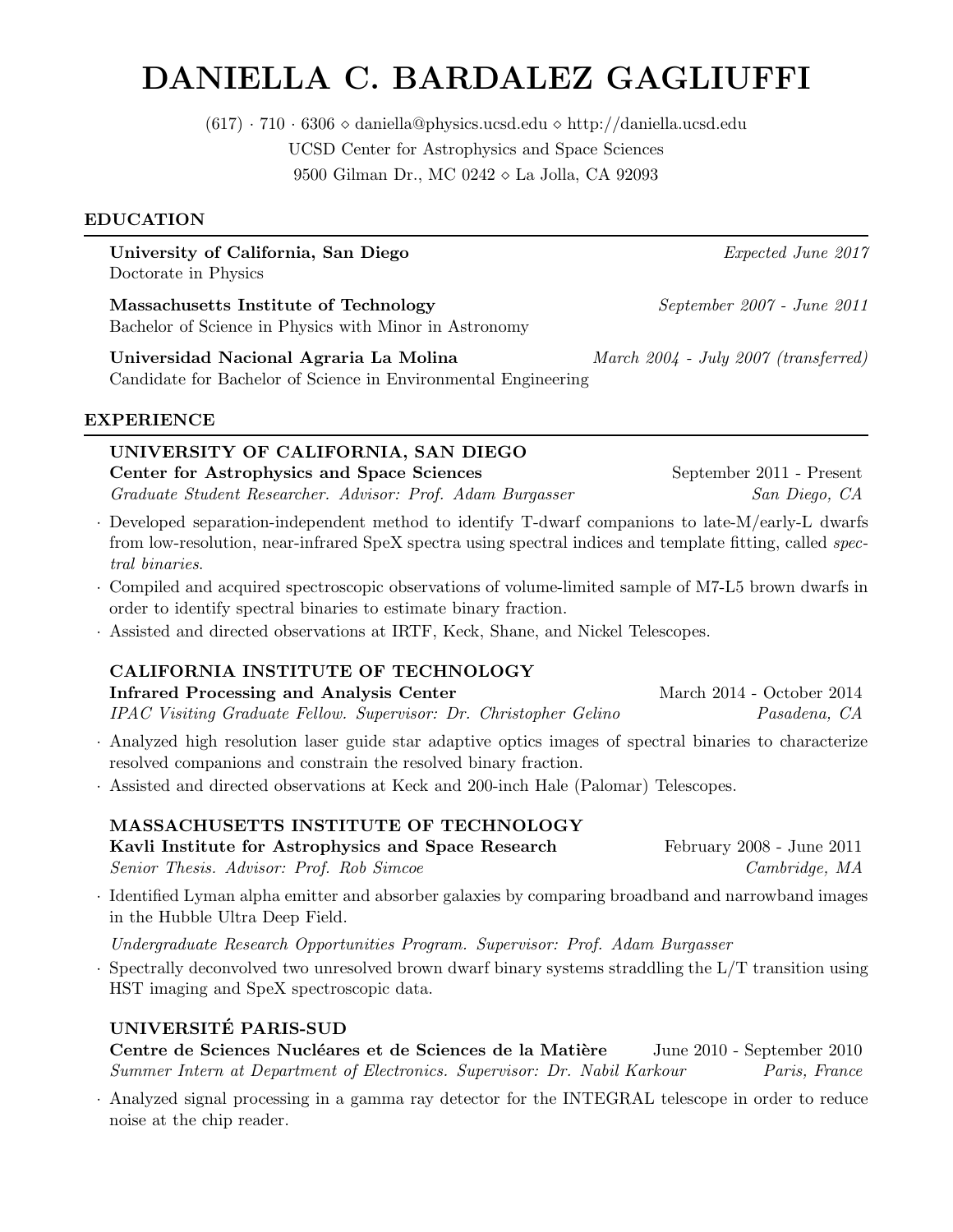# DANIELLA C. BARDALEZ GAGLIUFFI

(617) · 710 · 6306 ⋄ daniella@physics.ucsd.edu ⋄ http://daniella.ucsd.edu
UCSD Center for Astrophysics and Space Sciences
9500 Gilman Dr., MC 0242 ⋄ La Jolla, CA 92093

## EDUCATION

**University of California, San Diego** — *Expected June 2017*
Doctorate in Physics

**Massachusetts Institute of Technology** — *September 2007 - June 2011*
Bachelor of Science in Physics with Minor in Astronomy

**Universidad Nacional Agraria La Molina** — *March 2004 - July 2007 (transferred)*
Candidate for Bachelor of Science in Environmental Engineering

## EXPERIENCE

### UNIVERSITY OF CALIFORNIA, SAN DIEGO

**Center for Astrophysics and Space Sciences** — September 2011 - Present
*Graduate Student Researcher. Advisor: Prof. Adam Burgasser* — *San Diego, CA*

- Developed separation-independent method to identify T-dwarf companions to late-M/early-L dwarfs from low-resolution, near-infrared SpeX spectra using spectral indices and template fitting, called *spectral binaries*.
- Compiled and acquired spectroscopic observations of volume-limited sample of M7-L5 brown dwarfs in order to identify spectral binaries to estimate binary fraction.
- Assisted and directed observations at IRTF, Keck, Shane, and Nickel Telescopes.

### CALIFORNIA INSTITUTE OF TECHNOLOGY

**Infrared Processing and Analysis Center** — March 2014 - October 2014
*IPAC Visiting Graduate Fellow. Supervisor: Dr. Christopher Gelino* — *Pasadena, CA*

- Analyzed high resolution laser guide star adaptive optics images of spectral binaries to characterize resolved companions and constrain the resolved binary fraction.
- Assisted and directed observations at Keck and 200-inch Hale (Palomar) Telescopes.

### MASSACHUSETTS INSTITUTE OF TECHNOLOGY

**Kavli Institute for Astrophysics and Space Research** — February 2008 - June 2011
*Senior Thesis. Advisor: Prof. Rob Simcoe* — *Cambridge, MA*

- Identified Lyman alpha emitter and absorber galaxies by comparing broadband and narrowband images in the Hubble Ultra Deep Field.

*Undergraduate Research Opportunities Program. Supervisor: Prof. Adam Burgasser*

- Spectrally deconvolved two unresolved brown dwarf binary systems straddling the L/T transition using HST imaging and SpeX spectroscopic data.

### UNIVERSITÉ PARIS-SUD

**Centre de Sciences Nucléares et de Sciences de la Matière** — June 2010 - September 2010
*Summer Intern at Department of Electronics. Supervisor: Dr. Nabil Karkour* — *Paris, France*

- Analyzed signal processing in a gamma ray detector for the INTEGRAL telescope in order to reduce noise at the chip reader.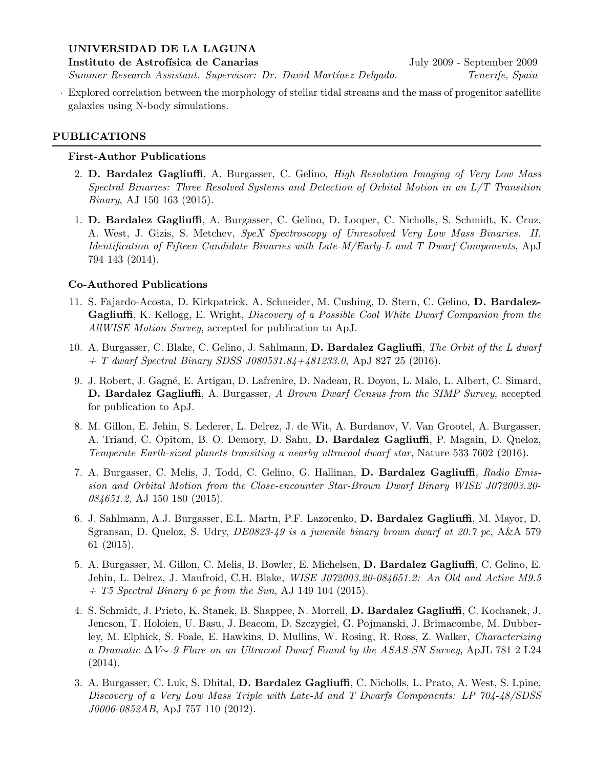**UNIVERSIDAD DE LA LAGUNA**

**Instituto de Astrofísica de Canarias** — July 2009 - September 2009

*Summer Research Assistant. Supervisor: Dr. David Martínez Delgado.* — *Tenerife, Spain*

- Explored correlation between the morphology of stellar tidal streams and the mass of progenitor satellite galaxies using N-body simulations.

## PUBLICATIONS

### First-Author Publications

2. **D. Bardalez Gagliuffi**, A. Burgasser, C. Gelino, *High Resolution Imaging of Very Low Mass Spectral Binaries: Three Resolved Systems and Detection of Orbital Motion in an L/T Transition Binary*, AJ 150 163 (2015).

1. **D. Bardalez Gagliuffi**, A. Burgasser, C. Gelino, D. Looper, C. Nicholls, S. Schmidt, K. Cruz, A. West, J. Gizis, S. Metchev, *SpeX Spectroscopy of Unresolved Very Low Mass Binaries. II. Identification of Fifteen Candidate Binaries with Late-M/Early-L and T Dwarf Components*, ApJ 794 143 (2014).

### Co-Authored Publications

11. S. Fajardo-Acosta, D. Kirkpatrick, A. Schneider, M. Cushing, D. Stern, C. Gelino, **D. Bardalez-Gagliuffi**, K. Kellogg, E. Wright, *Discovery of a Possible Cool White Dwarf Companion from the AllWISE Motion Survey*, accepted for publication to ApJ.

10. A. Burgasser, C. Blake, C. Gelino, J. Sahlmann, **D. Bardalez Gagliuffi**, *The Orbit of the L dwarf + T dwarf Spectral Binary SDSS J080531.84+481233.0*, ApJ 827 25 (2016).

9. J. Robert, J. Gagné, E. Artigau, D. Lafrenire, D. Nadeau, R. Doyon, L. Malo, L. Albert, C. Simard, **D. Bardalez Gagliuffi**, A. Burgasser, *A Brown Dwarf Census from the SIMP Survey*, accepted for publication to ApJ.

8. M. Gillon, E. Jehin, S. Lederer, L. Delrez, J. de Wit, A. Burdanov, V. Van Grootel, A. Burgasser, A. Triaud, C. Opitom, B. O. Demory, D. Sahu, **D. Bardalez Gagliuffi**, P. Magain, D. Queloz, *Temperate Earth-sized planets transiting a nearby ultracool dwarf star*, Nature 533 7602 (2016).

7. A. Burgasser, C. Melis, J. Todd, C. Gelino, G. Hallinan, **D. Bardalez Gagliuffi**, *Radio Emission and Orbital Motion from the Close-encounter Star-Brown Dwarf Binary WISE J072003.20-084651.2*, AJ 150 180 (2015).

6. J. Sahlmann, A.J. Burgasser, E.L. Martn, P.F. Lazorenko, **D. Bardalez Gagliuffi**, M. Mayor, D. Sgransan, D. Queloz, S. Udry, *DE0823-49 is a juvenile binary brown dwarf at 20.7 pc*, A&A 579 61 (2015).

5. A. Burgasser, M. Gillon, C. Melis, B. Bowler, E. Michelsen, **D. Bardalez Gagliuffi**, C. Gelino, E. Jehin, L. Delrez, J. Manfroid, C.H. Blake, *WISE J072003.20-084651.2: An Old and Active M9.5 + T5 Spectral Binary 6 pc from the Sun*, AJ 149 104 (2015).

4. S. Schmidt, J. Prieto, K. Stanek, B. Shappee, N. Morrell, **D. Bardalez Gagliuffi**, C. Kochanek, J. Jencson, T. Holoien, U. Basu, J. Beacom, D. Szczygieł, G. Pojmanski, J. Brimacombe, M. Dubberley, M. Elphick, S. Foale, E. Hawkins, D. Mullins, W. Rosing, R. Ross, Z. Walker, *Characterizing a Dramatic $\Delta V \sim$-9 Flare on an Ultracool Dwarf Found by the ASAS-SN Survey*, ApJL 781 2 L24 (2014).

3. A. Burgasser, C. Luk, S. Dhital, **D. Bardalez Gagliuffi**, C. Nicholls, L. Prato, A. West, S. Lpine, *Discovery of a Very Low Mass Triple with Late-M and T Dwarfs Components: LP 704-48/SDSS J0006-0852AB*, ApJ 757 110 (2012).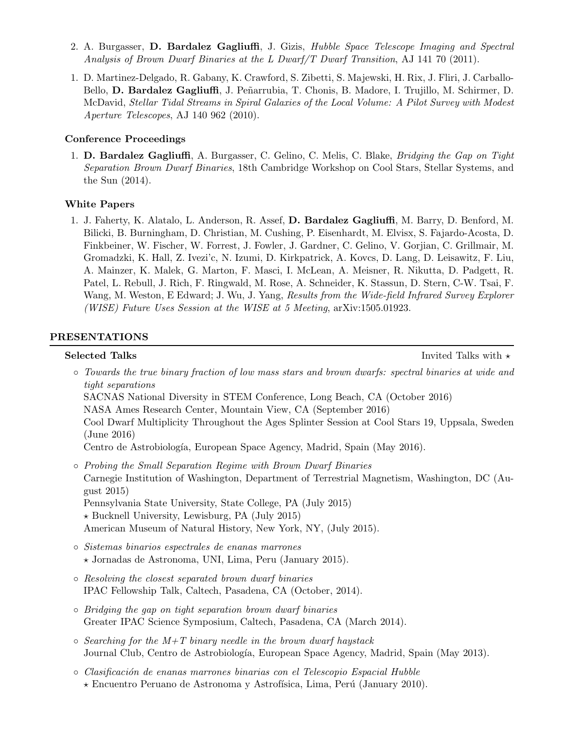2. A. Burgasser, **D. Bardalez Gagliuffi**, J. Gizis, *Hubble Space Telescope Imaging and Spectral Analysis of Brown Dwarf Binaries at the L Dwarf/T Dwarf Transition*, AJ 141 70 (2011).

1. D. Martinez-Delgado, R. Gabany, K. Crawford, S. Zibetti, S. Majewski, H. Rix, J. Fliri, J. Carballo-Bello, **D. Bardalez Gagliuffi**, J. Peñarrubia, T. Chonis, B. Madore, I. Trujillo, M. Schirmer, D. McDavid, *Stellar Tidal Streams in Spiral Galaxies of the Local Volume: A Pilot Survey with Modest Aperture Telescopes*, AJ 140 962 (2010).

### Conference Proceedings

1. **D. Bardalez Gagliuffi**, A. Burgasser, C. Gelino, C. Melis, C. Blake, *Bridging the Gap on Tight Separation Brown Dwarf Binaries*, 18th Cambridge Workshop on Cool Stars, Stellar Systems, and the Sun (2014).

### White Papers

1. J. Faherty, K. Alatalo, L. Anderson, R. Assef, **D. Bardalez Gagliuffi**, M. Barry, D. Benford, M. Bilicki, B. Burningham, D. Christian, M. Cushing, P. Eisenhardt, M. Elvisx, S. Fajardo-Acosta, D. Finkbeiner, W. Fischer, W. Forrest, J. Fowler, J. Gardner, C. Gelino, V. Gorjian, C. Grillmair, M. Gromadzki, K. Hall, Z. Ivezi'c, N. Izumi, D. Kirkpatrick, A. Kovcs, D. Lang, D. Leisawitz, F. Liu, A. Mainzer, K. Malek, G. Marton, F. Masci, I. McLean, A. Meisner, R. Nikutta, D. Padgett, R. Patel, L. Rebull, J. Rich, F. Ringwald, M. Rose, A. Schneider, K. Stassun, D. Stern, C-W. Tsai, F. Wang, M. Weston, E Edward; J. Wu, J. Yang, *Results from the Wide-field Infrared Survey Explorer (WISE) Future Uses Session at the WISE at 5 Meeting*, arXiv:1505.01923.

## PRESENTATIONS

### Selected Talks

Invited Talks with ⋆

- *Towards the true binary fraction of low mass stars and brown dwarfs: spectral binaries at wide and tight separations*
  SACNAS National Diversity in STEM Conference, Long Beach, CA (October 2016)
  NASA Ames Research Center, Mountain View, CA (September 2016)
  Cool Dwarf Multiplicity Throughout the Ages Splinter Session at Cool Stars 19, Uppsala, Sweden (June 2016)
  Centro de Astrobiología, European Space Agency, Madrid, Spain (May 2016).

- *Probing the Small Separation Regime with Brown Dwarf Binaries*
  Carnegie Institution of Washington, Department of Terrestrial Magnetism, Washington, DC (August 2015)
  Pennsylvania State University, State College, PA (July 2015)
  ⋆ Bucknell University, Lewisburg, PA (July 2015)
  American Museum of Natural History, New York, NY, (July 2015).

- *Sistemas binarios espectrales de enanas marrones*
  ⋆ Jornadas de Astronoma, UNI, Lima, Peru (January 2015).

- *Resolving the closest separated brown dwarf binaries*
  IPAC Fellowship Talk, Caltech, Pasadena, CA (October, 2014).

- *Bridging the gap on tight separation brown dwarf binaries*
  Greater IPAC Science Symposium, Caltech, Pasadena, CA (March 2014).

- *Searching for the M+T binary needle in the brown dwarf haystack*
  Journal Club, Centro de Astrobiología, European Space Agency, Madrid, Spain (May 2013).

- *Clasificación de enanas marrones binarias con el Telescopio Espacial Hubble*
  ⋆ Encuentro Peruano de Astronoma y Astrofísica, Lima, Perú (January 2010).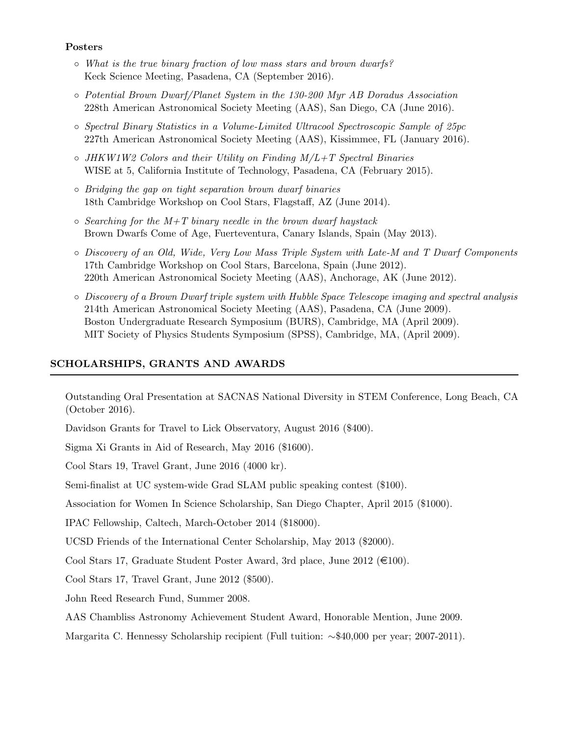**Posters**

- *What is the true binary fraction of low mass stars and brown dwarfs?*
  Keck Science Meeting, Pasadena, CA (September 2016).
- *Potential Brown Dwarf/Planet System in the 130-200 Myr AB Doradus Association*
  228th American Astronomical Society Meeting (AAS), San Diego, CA (June 2016).
- *Spectral Binary Statistics in a Volume-Limited Ultracool Spectroscopic Sample of 25pc*
  227th American Astronomical Society Meeting (AAS), Kissimmee, FL (January 2016).
- *JHKW1W2 Colors and their Utility on Finding M/L+T Spectral Binaries*
  WISE at 5, California Institute of Technology, Pasadena, CA (February 2015).
- *Bridging the gap on tight separation brown dwarf binaries*
  18th Cambridge Workshop on Cool Stars, Flagstaff, AZ (June 2014).
- *Searching for the M+T binary needle in the brown dwarf haystack*
  Brown Dwarfs Come of Age, Fuerteventura, Canary Islands, Spain (May 2013).
- *Discovery of an Old, Wide, Very Low Mass Triple System with Late-M and T Dwarf Components*
  17th Cambridge Workshop on Cool Stars, Barcelona, Spain (June 2012).
  220th American Astronomical Society Meeting (AAS), Anchorage, AK (June 2012).
- *Discovery of a Brown Dwarf triple system with Hubble Space Telescope imaging and spectral analysis*
  214th American Astronomical Society Meeting (AAS), Pasadena, CA (June 2009).
  Boston Undergraduate Research Symposium (BURS), Cambridge, MA (April 2009).
  MIT Society of Physics Students Symposium (SPSS), Cambridge, MA, (April 2009).

## SCHOLARSHIPS, GRANTS AND AWARDS

Outstanding Oral Presentation at SACNAS National Diversity in STEM Conference, Long Beach, CA (October 2016).

Davidson Grants for Travel to Lick Observatory, August 2016 ($400).

Sigma Xi Grants in Aid of Research, May 2016 ($1600).

Cool Stars 19, Travel Grant, June 2016 (4000 kr).

Semi-finalist at UC system-wide Grad SLAM public speaking contest ($100).

Association for Women In Science Scholarship, San Diego Chapter, April 2015 ($1000).

IPAC Fellowship, Caltech, March-October 2014 ($18000).

UCSD Friends of the International Center Scholarship, May 2013 ($2000).

Cool Stars 17, Graduate Student Poster Award, 3rd place, June 2012 (€100).

Cool Stars 17, Travel Grant, June 2012 ($500).

John Reed Research Fund, Summer 2008.

AAS Chambliss Astronomy Achievement Student Award, Honorable Mention, June 2009.

Margarita C. Hennessy Scholarship recipient (Full tuition: ∼$40,000 per year; 2007-2011).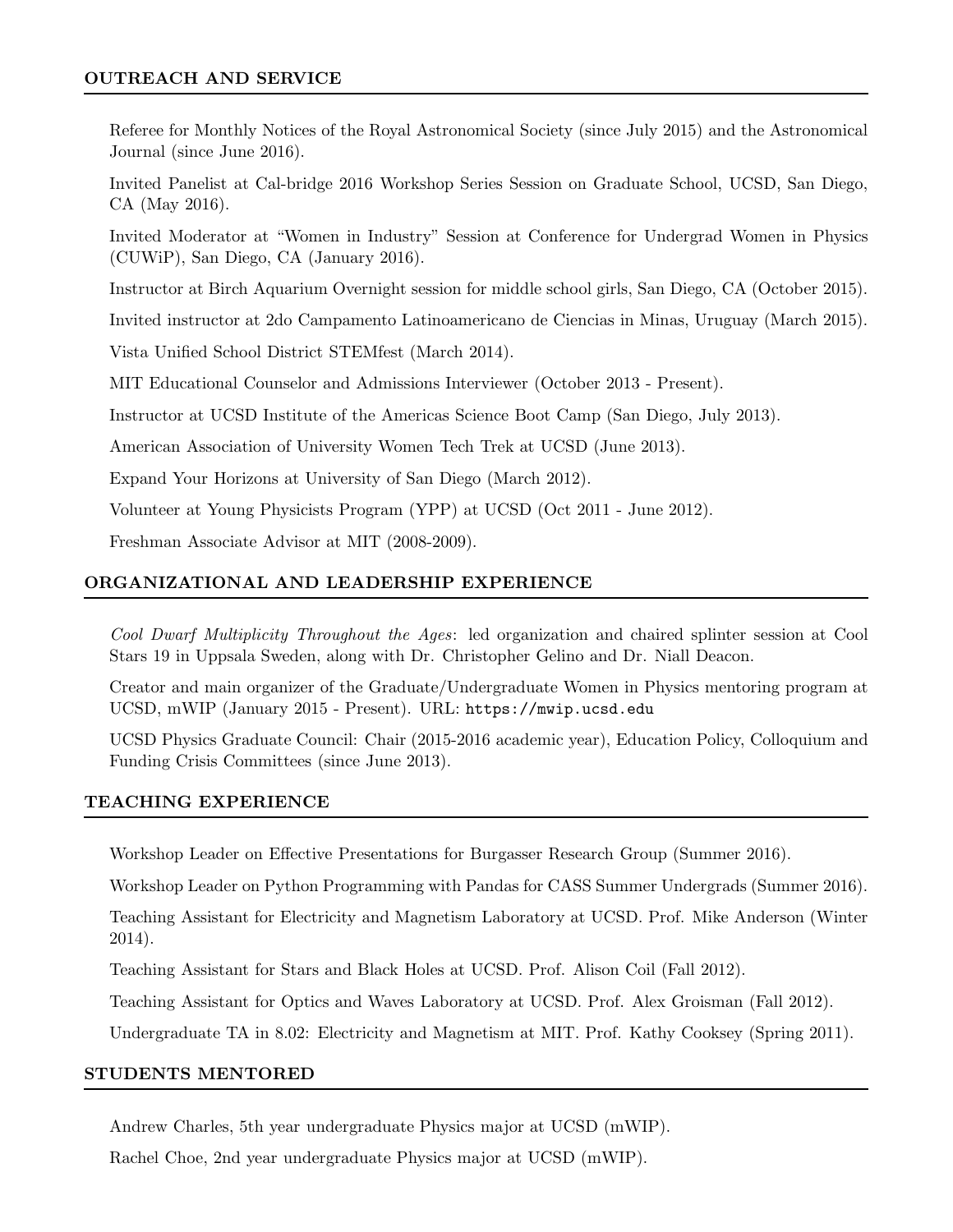## OUTREACH AND SERVICE

Referee for Monthly Notices of the Royal Astronomical Society (since July 2015) and the Astronomical Journal (since June 2016).

Invited Panelist at Cal-bridge 2016 Workshop Series Session on Graduate School, UCSD, San Diego, CA (May 2016).

Invited Moderator at "Women in Industry" Session at Conference for Undergrad Women in Physics (CUWiP), San Diego, CA (January 2016).

Instructor at Birch Aquarium Overnight session for middle school girls, San Diego, CA (October 2015).

Invited instructor at 2do Campamento Latinoamericano de Ciencias in Minas, Uruguay (March 2015).

Vista Unified School District STEMfest (March 2014).

MIT Educational Counselor and Admissions Interviewer (October 2013 - Present).

Instructor at UCSD Institute of the Americas Science Boot Camp (San Diego, July 2013).

American Association of University Women Tech Trek at UCSD (June 2013).

Expand Your Horizons at University of San Diego (March 2012).

Volunteer at Young Physicists Program (YPP) at UCSD (Oct 2011 - June 2012).

Freshman Associate Advisor at MIT (2008-2009).

## ORGANIZATIONAL AND LEADERSHIP EXPERIENCE

*Cool Dwarf Multiplicity Throughout the Ages*: led organization and chaired splinter session at Cool Stars 19 in Uppsala Sweden, along with Dr. Christopher Gelino and Dr. Niall Deacon.

Creator and main organizer of the Graduate/Undergraduate Women in Physics mentoring program at UCSD, mWIP (January 2015 - Present). URL: `https://mwip.ucsd.edu`

UCSD Physics Graduate Council: Chair (2015-2016 academic year), Education Policy, Colloquium and Funding Crisis Committees (since June 2013).

## TEACHING EXPERIENCE

Workshop Leader on Effective Presentations for Burgasser Research Group (Summer 2016).

Workshop Leader on Python Programming with Pandas for CASS Summer Undergrads (Summer 2016).

Teaching Assistant for Electricity and Magnetism Laboratory at UCSD. Prof. Mike Anderson (Winter 2014).

Teaching Assistant for Stars and Black Holes at UCSD. Prof. Alison Coil (Fall 2012).

Teaching Assistant for Optics and Waves Laboratory at UCSD. Prof. Alex Groisman (Fall 2012).

Undergraduate TA in 8.02: Electricity and Magnetism at MIT. Prof. Kathy Cooksey (Spring 2011).

## STUDENTS MENTORED

Andrew Charles, 5th year undergraduate Physics major at UCSD (mWIP).

Rachel Choe, 2nd year undergraduate Physics major at UCSD (mWIP).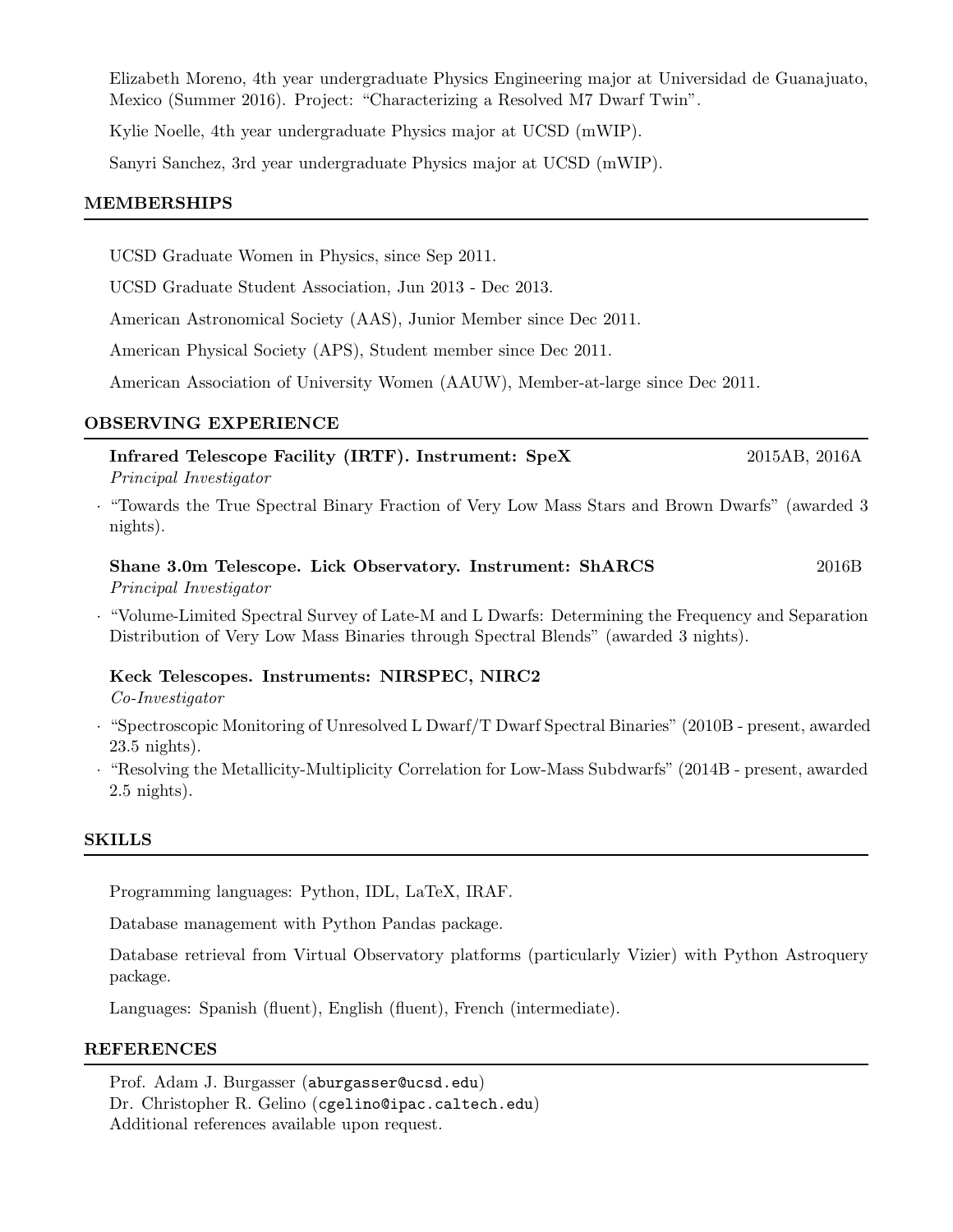Elizabeth Moreno, 4th year undergraduate Physics Engineering major at Universidad de Guanajuato, Mexico (Summer 2016). Project: "Characterizing a Resolved M7 Dwarf Twin".

Kylie Noelle, 4th year undergraduate Physics major at UCSD (mWIP).

Sanyri Sanchez, 3rd year undergraduate Physics major at UCSD (mWIP).

## MEMBERSHIPS

UCSD Graduate Women in Physics, since Sep 2011.

UCSD Graduate Student Association, Jun 2013 - Dec 2013.

American Astronomical Society (AAS), Junior Member since Dec 2011.

American Physical Society (APS), Student member since Dec 2011.

American Association of University Women (AAUW), Member-at-large since Dec 2011.

## OBSERVING EXPERIENCE

**Infrared Telescope Facility (IRTF). Instrument: SpeX** — 2015AB, 2016A
*Principal Investigator*

- "Towards the True Spectral Binary Fraction of Very Low Mass Stars and Brown Dwarfs" (awarded 3 nights).

**Shane 3.0m Telescope. Lick Observatory. Instrument: ShARCS** — 2016B
*Principal Investigator*

- "Volume-Limited Spectral Survey of Late-M and L Dwarfs: Determining the Frequency and Separation Distribution of Very Low Mass Binaries through Spectral Blends" (awarded 3 nights).

**Keck Telescopes. Instruments: NIRSPEC, NIRC2**
*Co-Investigator*

- "Spectroscopic Monitoring of Unresolved L Dwarf/T Dwarf Spectral Binaries" (2010B - present, awarded 23.5 nights).
- "Resolving the Metallicity-Multiplicity Correlation for Low-Mass Subdwarfs" (2014B - present, awarded 2.5 nights).

## SKILLS

Programming languages: Python, IDL, LaTeX, IRAF.

Database management with Python Pandas package.

Database retrieval from Virtual Observatory platforms (particularly Vizier) with Python Astroquery package.

Languages: Spanish (fluent), English (fluent), French (intermediate).

## REFERENCES

Prof. Adam J. Burgasser (aburgasser@ucsd.edu)
Dr. Christopher R. Gelino (cgelino@ipac.caltech.edu)
Additional references available upon request.